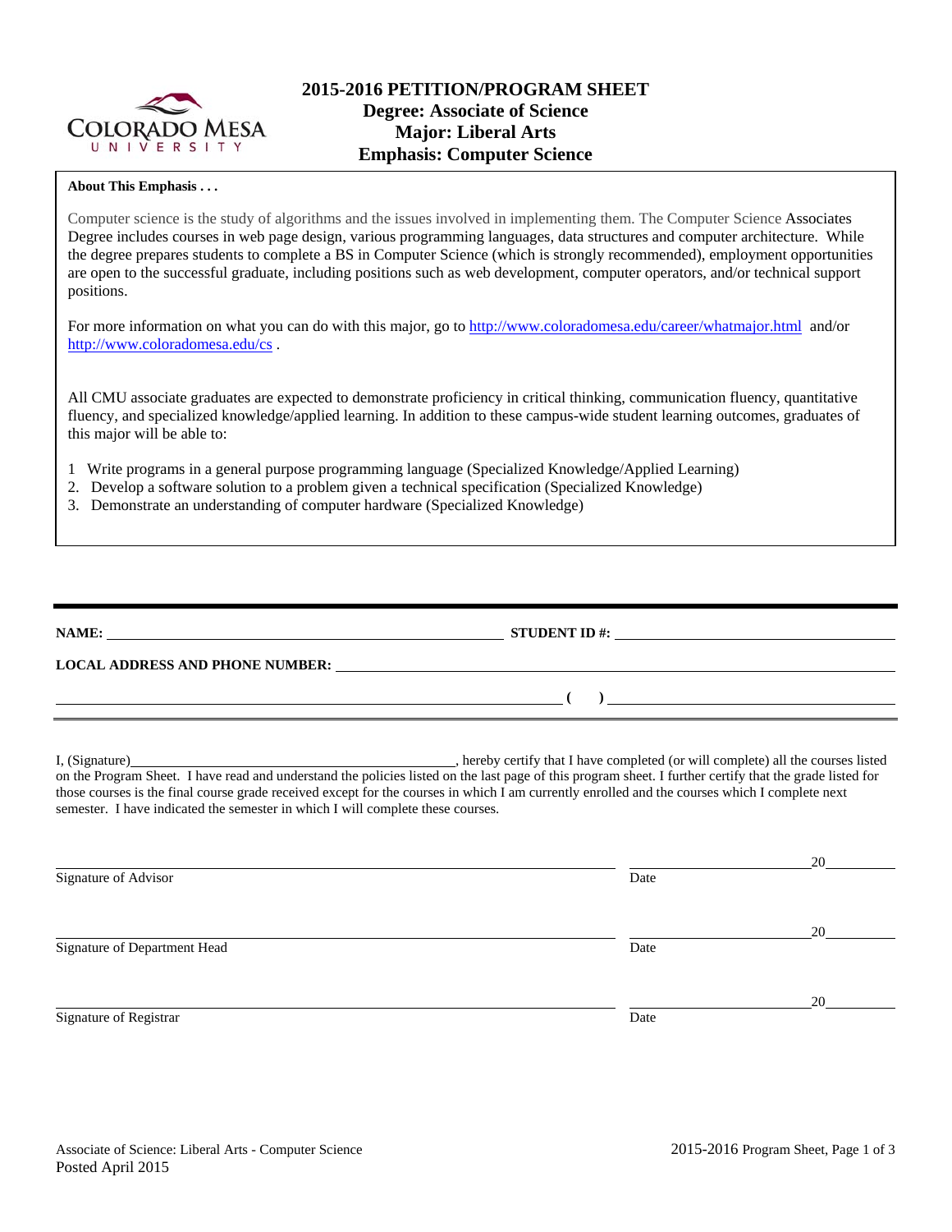# 2015-2016 PETITION/PROGRAM SHEET

## Degree: Associate of Science
## Major: Liberal Arts
## Emphasis: Computer Science

**About This Emphasis . . .**

Computer science is the study of algorithms and the issues involved in implementing them. The Computer Science Associates Degree includes courses in web page design, various programming languages, data structures and computer architecture. While the degree prepares students to complete a BS in Computer Science (which is strongly recommended), employment opportunities are open to the successful graduate, including positions such as web development, computer operators, and/or technical support positions.

For more information on what you can do with this major, go to http://www.coloradomesa.edu/career/whatmajor.html and/or http://www.coloradomesa.edu/cs .

All CMU associate graduates are expected to demonstrate proficiency in critical thinking, communication fluency, quantitative fluency, and specialized knowledge/applied learning. In addition to these campus-wide student learning outcomes, graduates of this major will be able to:

1. Write programs in a general purpose programming language (Specialized Knowledge/Applied Learning)
2. Develop a software solution to a problem given a technical specification (Specialized Knowledge)
3. Demonstrate an understanding of computer hardware (Specialized Knowledge)

---

**NAME:** ______________________________ **STUDENT ID #:** ______________________________

**LOCAL ADDRESS AND PHONE NUMBER:** ______________________________

______________________________ ( ) ______________________________

I, (Signature)______________________________, hereby certify that I have completed (or will complete) all the courses listed on the Program Sheet. I have read and understand the policies listed on the last page of this program sheet. I further certify that the grade listed for those courses is the final course grade received except for the courses in which I am currently enrolled and the courses which I complete next semester. I have indicated the semester in which I will complete these courses.

______________________________ ______________20______
Signature of Advisor Date

______________________________ ______________20______
Signature of Department Head Date

______________________________ ______________20______
Signature of Registrar Date

Associate of Science: Liberal Arts - Computer Science
Posted April 2015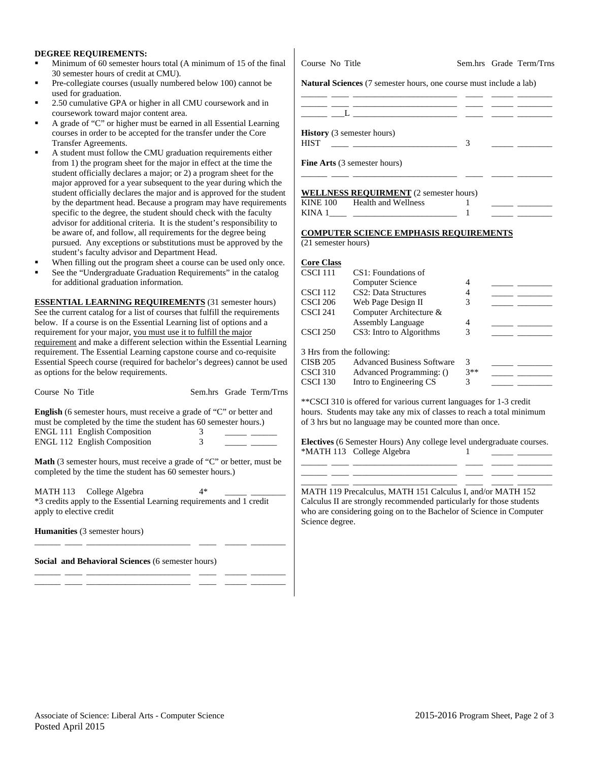**DEGREE REQUIREMENTS:**

- Minimum of 60 semester hours total (A minimum of 15 of the final 30 semester hours of credit at CMU).
- Pre-collegiate courses (usually numbered below 100) cannot be used for graduation.
- 2.50 cumulative GPA or higher in all CMU coursework and in coursework toward major content area.
- A grade of "C" or higher must be earned in all Essential Learning courses in order to be accepted for the transfer under the Core Transfer Agreements.
- A student must follow the CMU graduation requirements either from 1) the program sheet for the major in effect at the time the student officially declares a major; or 2) a program sheet for the major approved for a year subsequent to the year during which the student officially declares the major and is approved for the student by the department head. Because a program may have requirements specific to the degree, the student should check with the faculty advisor for additional criteria. It is the student's responsibility to be aware of, and follow, all requirements for the degree being pursued. Any exceptions or substitutions must be approved by the student's faculty advisor and Department Head.
- When filling out the program sheet a course can be used only once.
- See the "Undergraduate Graduation Requirements" in the catalog for additional graduation information.

**ESSENTIAL LEARNING REQUIREMENTS** (31 semester hours) See the current catalog for a list of courses that fulfill the requirements below. If a course is on the Essential Learning list of options and a requirement for your major, you must use it to fulfill the major requirement and make a different selection within the Essential Learning requirement. The Essential Learning capstone course and co-requisite Essential Speech course (required for bachelor's degrees) cannot be used as options for the below requirements.

| Course No | Title | Sem.hrs | Grade | Term/Trns |
|---|---|---|---|---|

**English** (6 semester hours, must receive a grade of "C" or better and must be completed by the time the student has 60 semester hours.)

| Course No | Title | Sem.hrs | Grade | Term/Trns |
|---|---|---|---|---|
| ENGL 111 | English Composition | 3 | _____ | ______ |
| ENGL 112 | English Composition | 3 | _____ | ______ |

**Math** (3 semester hours, must receive a grade of "C" or better, must be completed by the time the student has 60 semester hours.)

| Course No | Title | Sem.hrs | Grade | Term/Trns |
|---|---|---|---|---|
| MATH 113 | College Algebra | 4* | _____ | ________ |

*3 credits apply to the Essential Learning requirements and 1 credit apply to elective credit

**Humanities** (3 semester hours)

______ ____ _______________________ ____ _____ ________

**Social and Behavioral Sciences** (6 semester hours)

______ ____ _______________________ ____ _____ ________
______ ____ _______________________ ____ _____ ________

| Course No | Title | Sem.hrs | Grade | Term/Trns |
|---|---|---|---|---|

**Natural Sciences** (7 semester hours, one course must include a lab)

______ ____ _______________________ ____ _____ ________
______ ____ _______________________ ____ _____ ________
______ ___L _______________________ ____ _____ ________

**History** (3 semester hours)

| Course No | Title | Sem.hrs | Grade | Term/Trns |
|---|---|---|---|---|
| HIST ____ | ________________________ | 3 | _____ | ________ |

**Fine Arts** (3 semester hours)

______ ____ _______________________ ____ _____ ________

**WELLNESS REQUIRMENT** (2 semester hours)

| Course No | Title | Sem.hrs | Grade | Term/Trns |
|---|---|---|---|---|
| KINE 100 | Health and Wellness | 1 | _____ | ________ |
| KINA 1____ | ________________________ | 1 | _____ | ________ |

**COMPUTER SCIENCE EMPHASIS REQUIREMENTS**
(21 semester hours)

**Core Class**

| Course No | Title | Sem.hrs | Grade | Term/Trns |
|---|---|---|---|---|
| CSCI 111 | CS1: Foundations of Computer Science | 4 | _____ | ________ |
| CSCI 112 | CS2: Data Structures | 4 | _____ | ________ |
| CSCI 206 | Web Page Design II | 3 | _____ | ________ |
| CSCI 241 | Computer Architecture & Assembly Language | 4 | _____ | ________ |
| CSCI 250 | CS3: Intro to Algorithms | 3 | _____ | ________ |

3 Hrs from the following:

| Course No | Title | Sem.hrs | Grade | Term/Trns |
|---|---|---|---|---|
| CISB 205 | Advanced Business Software | 3 | _____ | ________ |
| CSCI 310 | Advanced Programming: () | 3** | _____ | ________ |
| CSCI 130 | Intro to Engineering CS | 3 | _____ | ________ |

**CSCI 310 is offered for various current languages for 1-3 credit hours. Students may take any mix of classes to reach a total minimum of 3 hrs but no language may be counted more than once.

**Electives** (6 Semester Hours) Any college level undergraduate courses.

| Course No | Title | Sem.hrs | Grade | Term/Trns |
|---|---|---|---|---|
| *MATH 113 | College Algebra | 1 | _____ | ________ |
| ______ ____ | _______________________ | ____ | _____ | ________ |
| ______ ____ | _______________________ | ____ | _____ | ________ |
| ______ ____ | _______________________ | ____ | _____ | ________ |

MATH 119 Precalculus, MATH 151 Calculus I, and/or MATH 152 Calculus II are strongly recommended particularly for those students who are considering going on to the Bachelor of Science in Computer Science degree.

Associate of Science: Liberal Arts - Computer Science
Posted April 2015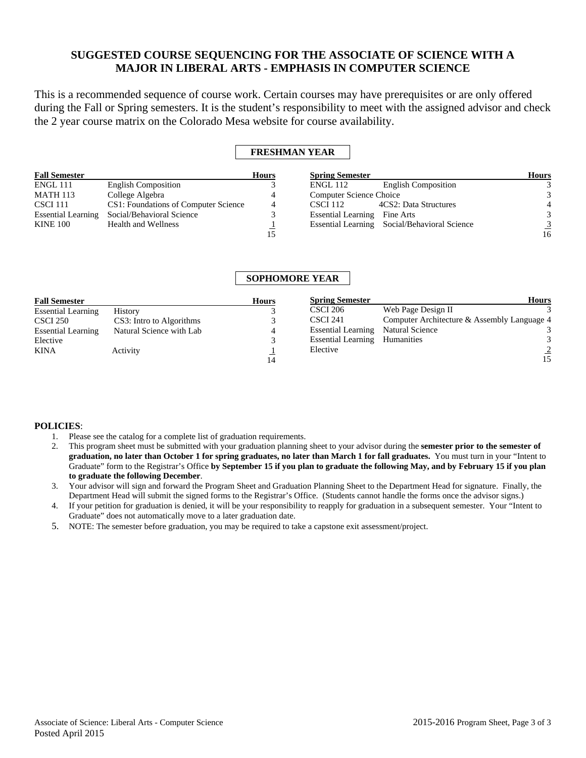# SUGGESTED COURSE SEQUENCING FOR THE ASSOCIATE OF SCIENCE WITH A MAJOR IN LIBERAL ARTS - EMPHASIS IN COMPUTER SCIENCE

This is a recommended sequence of course work. Certain courses may have prerequisites or are only offered during the Fall or Spring semesters. It is the student's responsibility to meet with the assigned advisor and check the 2 year course matrix on the Colorado Mesa website for course availability.

## FRESHMAN YEAR

| Fall Semester | | Hours |
|---|---|---|
| ENGL 111 | English Composition | 3 |
| MATH 113 | College Algebra | 4 |
| CSCI 111 | CS1: Foundations of Computer Science | 4 |
| Essential Learning | Social/Behavioral Science | 3 |
| KINE 100 | Health and Wellness | 1 |
| | | 15 |

| Spring Semester | | Hours |
|---|---|---|
| ENGL 112 | English Composition | 3 |
| Computer Science Choice | | 3 |
| CSCI 112 | 4CS2: Data Structures | 4 |
| Essential Learning | Fine Arts | 3 |
| Essential Learning | Social/Behavioral Science | 3 |
| | | 16 |

## SOPHOMORE YEAR

| Fall Semester | | Hours |
|---|---|---|
| Essential Learning | History | 3 |
| CSCI 250 | CS3: Intro to Algorithms | 3 |
| Essential Learning | Natural Science with Lab | 4 |
| Elective | | 3 |
| KINA | Activity | 1 |
| | | 14 |

| Spring Semester | | Hours |
|---|---|---|
| CSCI 206 | Web Page Design II | 3 |
| CSCI 241 | Computer Architecture & Assembly Language | 4 |
| Essential Learning | Natural Science | 3 |
| Essential Learning | Humanities | 3 |
| Elective | | 2 |
| | | 15 |

**POLICIES**:

1. Please see the catalog for a complete list of graduation requirements.
2. This program sheet must be submitted with your graduation planning sheet to your advisor during the **semester prior to the semester of graduation, no later than October 1 for spring graduates, no later than March 1 for fall graduates.** You must turn in your "Intent to Graduate" form to the Registrar's Office **by September 15 if you plan to graduate the following May, and by February 15 if you plan to graduate the following December**.
3. Your advisor will sign and forward the Program Sheet and Graduation Planning Sheet to the Department Head for signature. Finally, the Department Head will submit the signed forms to the Registrar's Office. (Students cannot handle the forms once the advisor signs.)
4. If your petition for graduation is denied, it will be your responsibility to reapply for graduation in a subsequent semester. Your "Intent to Graduate" does not automatically move to a later graduation date.
5. NOTE: The semester before graduation, you may be required to take a capstone exit assessment/project.

Associate of Science: Liberal Arts - Computer Science
Posted April 2015